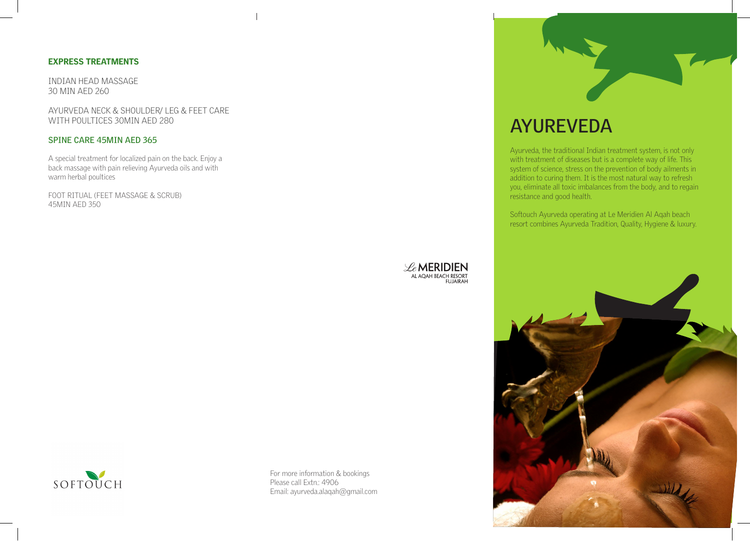## EXPRESS TREATMENTS

INDIAN HEAD MASSAGE
30 MIN AED 260

AYURVEDA NECK & SHOULDER/ LEG & FEET CARE
WITH POULTICES 30MIN AED 280

### SPINE CARE 45MIN AED 365

A special treatment for localized pain on the back. Enjoy a back massage with pain relieving Ayurveda oils and with warm herbal poultices

FOOT RITUAL (FEET MASSAGE & SCRUB)
45MIN AED 350

Le MERIDIEN
AL AQAH BEACH RESORT
FUJAIRAH

SOFTOUCH

For more information & bookings
Please call Extn.: 4906
Email: ayurveda.alaqah@gmail.com

# AYUREVEDA

Ayurveda, the traditional Indian treatment system, is not only with treatment of diseases but is a complete way of life. This system of science, stress on the prevention of body ailments in addition to curing them. It is the most natural way to refresh you, eliminate all toxic imbalances from the body, and to regain resistance and good health.

Softouch Ayurveda operating at Le Meridien Al Aqah beach resort combines Ayurveda Tradition, Quality, Hygiene & luxury.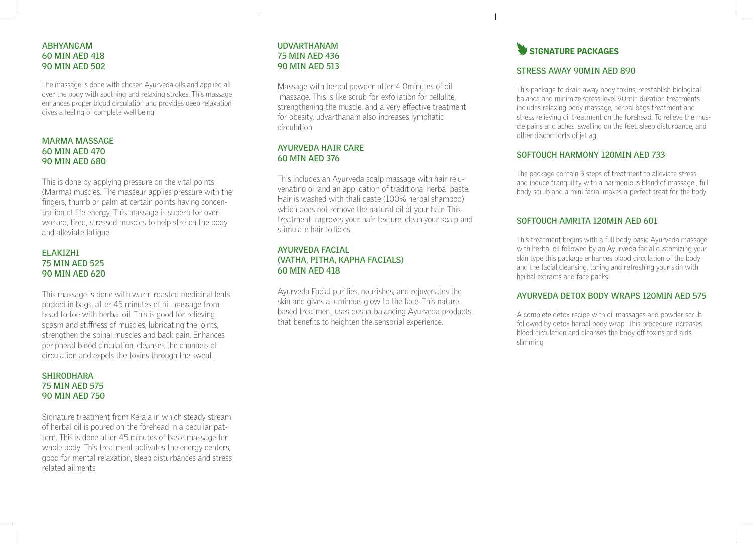### ABHYANGAM
**60 MIN AED 418**
**90 MIN AED 502**

The massage is done with chosen Ayurveda oils and applied all over the body with soothing and relaxing strokes. This massage enhances proper blood circulation and provides deep relaxation gives a feeling of complete well being

### MARMA MASSAGE
**60 MIN AED 470**
**90 MIN AED 680**

This is done by applying pressure on the vital points (Marma) muscles. The masseur applies pressure with the fingers, thumb or palm at certain points having concentration of life energy. This massage is superb for overworked, tired, stressed muscles to help stretch the body and alleviate fatigue

### ELAKIZHI
**75 MIN AED 525**
**90 MIN AED 620**

This massage is done with warm roasted medicinal leafs packed in bags, after 45 minutes of oil massage from head to toe with herbal oil. This is good for relieving spasm and stiffness of muscles, lubricating the joints, strengthen the spinal muscles and back pain. Enhances peripheral blood circulation, cleanses the channels of circulation and expels the toxins through the sweat.

### SHIRODHARA
**75 MIN AED 575**
**90 MIN AED 750**

Signature treatment from Kerala in which steady stream of herbal oil is poured on the forehead in a peculiar pattern. This is done after 45 minutes of basic massage for whole body. This treatment activates the energy centers, good for mental relaxation, sleep disturbances and stress related ailments

### UDVARTHANAM
**75 MIN AED 436**
**90 MIN AED 513**

Massage with herbal powder after 4 0minutes of oil massage. This is like scrub for exfoliation for cellulite, strengthening the muscle, and a very effective treatment for obesity, udvarthanam also increases lymphatic circulation.

### AYURVEDA HAIR CARE
**60 MIN AED 376**

This includes an Ayurveda scalp massage with hair rejuvenating oil and an application of traditional herbal paste. Hair is washed with thali paste (100% herbal shampoo) which does not remove the natural oil of your hair. This treatment improves your hair texture, clean your scalp and stimulate hair follicles.

### AYURVEDA FACIAL (VATHA, PITHA, KAPHA FACIALS)
**60 MIN AED 418**

Ayurveda Facial purifies, nourishes, and rejuvenates the skin and gives a luminous glow to the face. This nature based treatment uses dosha balancing Ayurveda products that benefits to heighten the sensorial experience.

## SIGNATURE PACKAGES

### STRESS AWAY 90MIN AED 890

This package to drain away body toxins, reestablish biological balance and minimize stress level 90min duration treatments includes relaxing body massage, herbal bags treatment and stress relieving oil treatment on the forehead. To relieve the muscle pains and aches, swelling on the feet, sleep disturbance, and other discomforts of jetlag.

### SOFTOUCH HARMONY 120MIN AED 733

The package contain 3 steps of treatment to alleviate stress and induce tranquility with a harmonious blend of massage , full body scrub and a mini facial makes a perfect treat for the body

### SOFTOUCH AMRITA 120MIN AED 601

This treatment begins with a full body basic Ayurveda massage with herbal oil followed by an Ayurveda facial customizing your skin type this package enhances blood circulation of the body and the facial cleansing, toning and refreshing your skin with herbal extracts and face packs

### AYURVEDA DETOX BODY WRAPS 120MIN AED 575

A complete detox recipe with oil massages and powder scrub followed by detox herbal body wrap. This procedure increases blood circulation and cleanses the body off toxins and aids slimming